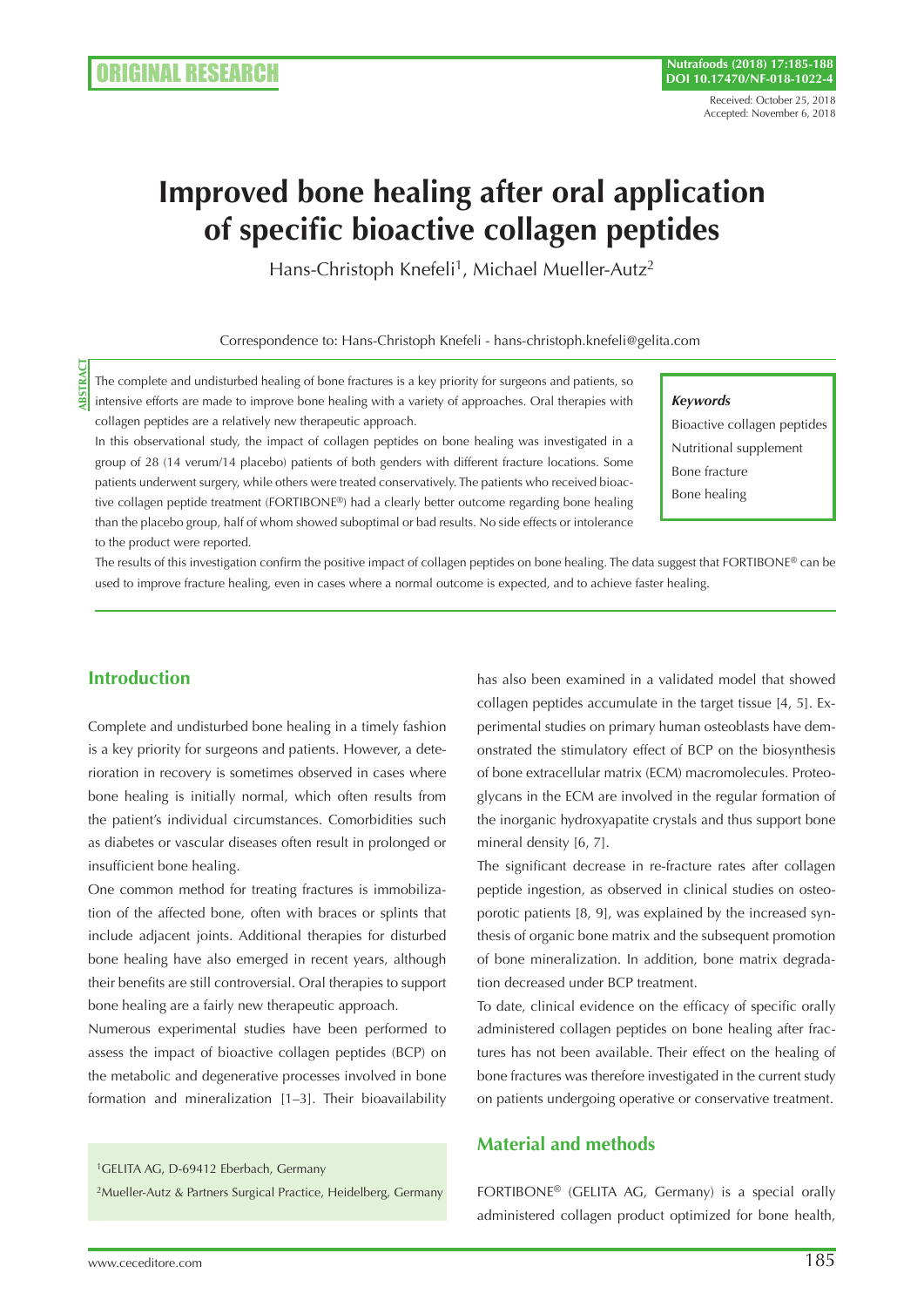ORIGINAL RESEARCH

Received: October 25, 2018
Accepted: November 6, 2018

# Improved bone healing after oral application of specific bioactive collagen peptides

Hans-Christoph Knefeli[1], Michael Mueller-Autz[2]

Correspondence to: Hans-Christoph Knefeli - hans-christoph.knefeli@gelita.com

**ABSTRACT**

The complete and undisturbed healing of bone fractures is a key priority for surgeons and patients, so intensive efforts are made to improve bone healing with a variety of approaches. Oral therapies with collagen peptides are a relatively new therapeutic approach.

In this observational study, the impact of collagen peptides on bone healing was investigated in a group of 28 (14 verum/14 placebo) patients of both genders with different fracture locations. Some patients underwent surgery, while others were treated conservatively. The patients who received bioactive collagen peptide treatment (FORTIBONE®) had a clearly better outcome regarding bone healing than the placebo group, half of whom showed suboptimal or bad results. No side effects or intolerance to the product were reported.

The results of this investigation confirm the positive impact of collagen peptides on bone healing. The data suggest that FORTIBONE® can be used to improve fracture healing, even in cases where a normal outcome is expected, and to achieve faster healing.

***Keywords***

Bioactive collagen peptides
Nutritional supplement
Bone fracture
Bone healing

## Introduction

Complete and undisturbed bone healing in a timely fashion is a key priority for surgeons and patients. However, a deterioration in recovery is sometimes observed in cases where bone healing is initially normal, which often results from the patient's individual circumstances. Comorbidities such as diabetes or vascular diseases often result in prolonged or insufficient bone healing.

One common method for treating fractures is immobilization of the affected bone, often with braces or splints that include adjacent joints. Additional therapies for disturbed bone healing have also emerged in recent years, although their benefits are still controversial. Oral therapies to support bone healing are a fairly new therapeutic approach.

Numerous experimental studies have been performed to assess the impact of bioactive collagen peptides (BCP) on the metabolic and degenerative processes involved in bone formation and mineralization [1–3]. Their bioavailability has also been examined in a validated model that showed collagen peptides accumulate in the target tissue [4, 5]. Experimental studies on primary human osteoblasts have demonstrated the stimulatory effect of BCP on the biosynthesis of bone extracellular matrix (ECM) macromolecules. Proteoglycans in the ECM are involved in the regular formation of the inorganic hydroxyapatite crystals and thus support bone mineral density [6, 7].

The significant decrease in re-fracture rates after collagen peptide ingestion, as observed in clinical studies on osteoporotic patients [8, 9], was explained by the increased synthesis of organic bone matrix and the subsequent promotion of bone mineralization. In addition, bone matrix degradation decreased under BCP treatment.

To date, clinical evidence on the efficacy of specific orally administered collagen peptides on bone healing after fractures has not been available. Their effect on the healing of bone fractures was therefore investigated in the current study on patients undergoing operative or conservative treatment.

[1]GELITA AG, D-69412 Eberbach, Germany
[2]Mueller-Autz & Partners Surgical Practice, Heidelberg, Germany

## Material and methods

FORTIBONE® (GELITA AG, Germany) is a special orally administered collagen product optimized for bone health,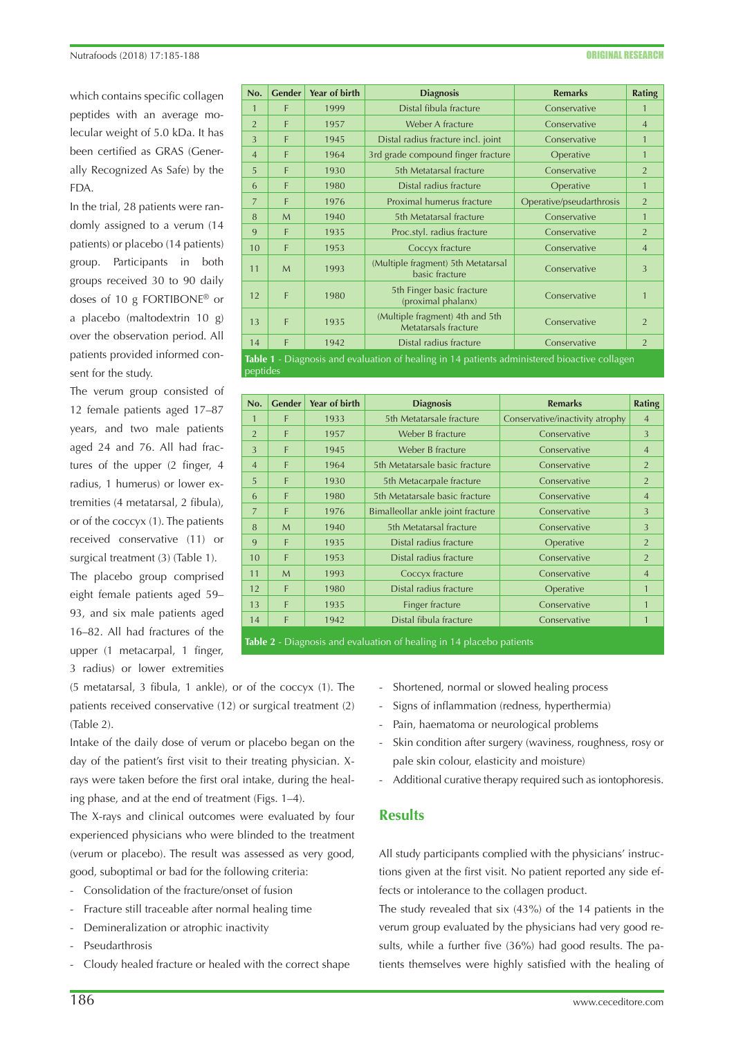which contains specific collagen peptides with an average molecular weight of 5.0 kDa. It has been certified as GRAS (Generally Recognized As Safe) by the FDA.

In the trial, 28 patients were randomly assigned to a verum (14 patients) or placebo (14 patients) group. Participants in both groups received 30 to 90 daily doses of 10 g FORTIBONE® or a placebo (maltodextrin 10 g) over the observation period. All patients provided informed consent for the study.

The verum group consisted of 12 female patients aged 17–87 years, and two male patients aged 24 and 76. All had fractures of the upper (2 finger, 4 radius, 1 humerus) or lower extremities (4 metatarsal, 2 fibula), or of the coccyx (1). The patients received conservative (11) or surgical treatment (3) (Table 1).

| No. | Gender | Year of birth | Diagnosis | Remarks | Rating |
|---|---|---|---|---|---|
| 1 | F | 1999 | Distal fibula fracture | Conservative | 1 |
| 2 | F | 1957 | Weber A fracture | Conservative | 4 |
| 3 | F | 1945 | Distal radius fracture incl. joint | Conservative | 1 |
| 4 | F | 1964 | 3rd grade compound finger fracture | Operative | 1 |
| 5 | F | 1930 | 5th Metatarsal fracture | Conservative | 2 |
| 6 | F | 1980 | Distal radius fracture | Operative | 1 |
| 7 | F | 1976 | Proximal humerus fracture | Operative/pseudarthrosis | 2 |
| 8 | M | 1940 | 5th Metatarsal fracture | Conservative | 1 |
| 9 | F | 1935 | Proc.styl. radius fracture | Conservative | 2 |
| 10 | F | 1953 | Coccyx fracture | Conservative | 4 |
| 11 | M | 1993 | (Multiple fragment) 5th Metatarsal basic fracture | Conservative | 3 |
| 12 | F | 1980 | 5th Finger basic fracture (proximal phalanx) | Conservative | 1 |
| 13 | F | 1935 | (Multiple fragment) 4th and 5th Metatarsals fracture | Conservative | 2 |
| 14 | F | 1942 | Distal radius fracture | Conservative | 2 |

**Table 1** - Diagnosis and evaluation of healing in 14 patients administered bioactive collagen peptides

The placebo group comprised eight female patients aged 59–93, and six male patients aged 16–82. All had fractures of the upper (1 metacarpal, 1 finger, 3 radius) or lower extremities (5 metatarsal, 3 fibula, 1 ankle), or of the coccyx (1). The patients received conservative (12) or surgical treatment (2) (Table 2).

| No. | Gender | Year of birth | Diagnosis | Remarks | Rating |
|---|---|---|---|---|---|
| 1 | F | 1933 | 5th Metatarsale fracture | Conservative/inactivity atrophy | 4 |
| 2 | F | 1957 | Weber B fracture | Conservative | 3 |
| 3 | F | 1945 | Weber B fracture | Conservative | 4 |
| 4 | F | 1964 | 5th Metatarsale basic fracture | Conservative | 2 |
| 5 | F | 1930 | 5th Metacarpale fracture | Conservative | 2 |
| 6 | F | 1980 | 5th Metatarsale basic fracture | Conservative | 4 |
| 7 | F | 1976 | Bimalleollar ankle joint fracture | Conservative | 3 |
| 8 | M | 1940 | 5th Metatarsal fracture | Conservative | 3 |
| 9 | F | 1935 | Distal radius fracture | Operative | 2 |
| 10 | F | 1953 | Distal radius fracture | Conservative | 2 |
| 11 | M | 1993 | Coccyx fracture | Conservative | 4 |
| 12 | F | 1980 | Distal radius fracture | Operative | 1 |
| 13 | F | 1935 | Finger fracture | Conservative | 1 |
| 14 | F | 1942 | Distal fibula fracture | Conservative | 1 |

**Table 2** - Diagnosis and evaluation of healing in 14 placebo patients

Intake of the daily dose of verum or placebo began on the day of the patient's first visit to their treating physician. X-rays were taken before the first oral intake, during the healing phase, and at the end of treatment (Figs. 1–4).

The X-rays and clinical outcomes were evaluated by four experienced physicians who were blinded to the treatment (verum or placebo). The result was assessed as very good, good, suboptimal or bad for the following criteria:

- Consolidation of the fracture/onset of fusion
- Fracture still traceable after normal healing time
- Demineralization or atrophic inactivity
- Pseudarthrosis
- Cloudy healed fracture or healed with the correct shape
- Shortened, normal or slowed healing process
- Signs of inflammation (redness, hyperthermia)
- Pain, haematoma or neurological problems
- Skin condition after surgery (waviness, roughness, rosy or pale skin colour, elasticity and moisture)
- Additional curative therapy required such as iontophoresis.

## Results

All study participants complied with the physicians' instructions given at the first visit. No patient reported any side effects or intolerance to the collagen product.

The study revealed that six (43%) of the 14 patients in the verum group evaluated by the physicians had very good results, while a further five (36%) had good results. The patients themselves were highly satisfied with the healing of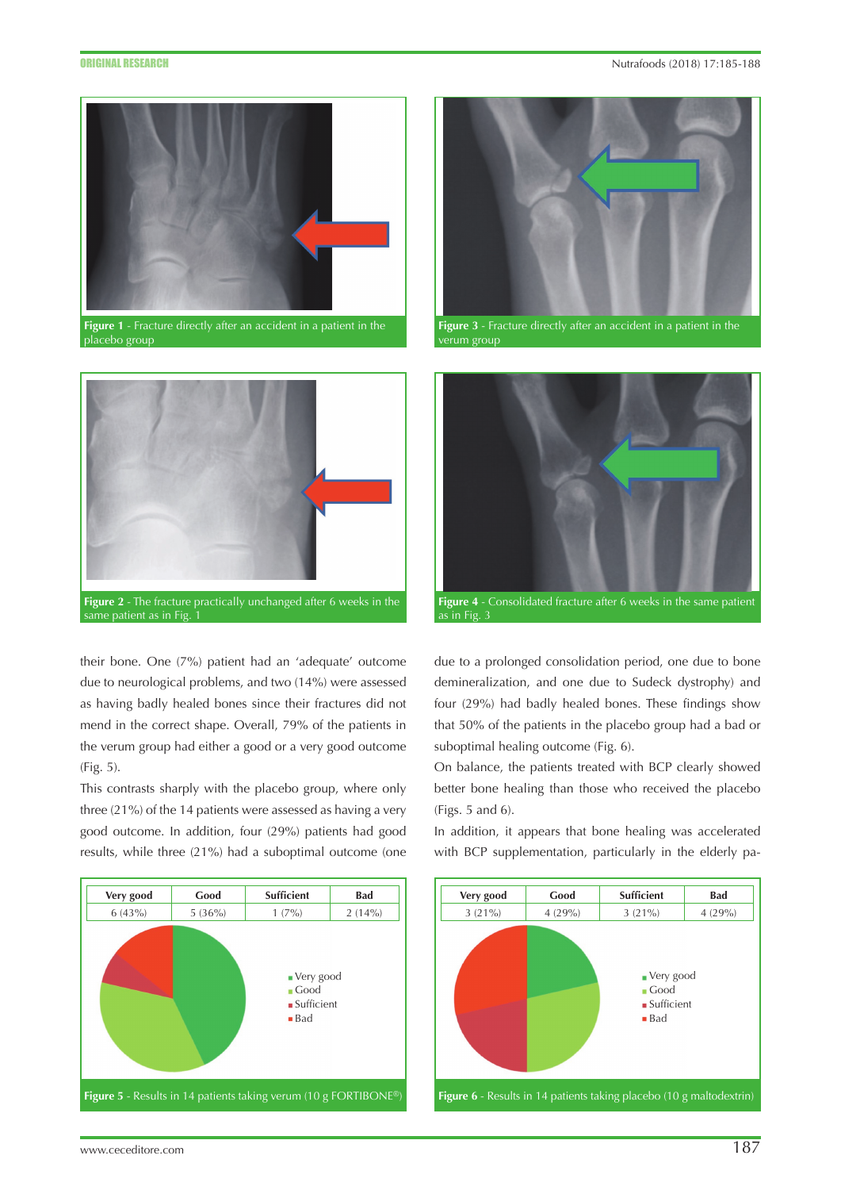Figure 1 - Fracture directly after an accident in a patient in the placebo group

Figure 3 - Fracture directly after an accident in a patient in the verum group

Figure 2 - The fracture practically unchanged after 6 weeks in the same patient as in Fig. 1

Figure 4 - Consolidated fracture after 6 weeks in the same patient as in Fig. 3

their bone. One (7%) patient had an 'adequate' outcome due to neurological problems, and two (14%) were assessed as having badly healed bones since their fractures did not mend in the correct shape. Overall, 79% of the patients in the verum group had either a good or a very good outcome (Fig. 5).

This contrasts sharply with the placebo group, where only three (21%) of the 14 patients were assessed as having a very good outcome. In addition, four (29%) patients had good results, while three (21%) had a suboptimal outcome (one due to a prolonged consolidation period, one due to bone demineralization, and one due to Sudeck dystrophy) and four (29%) had badly healed bones. These findings show that 50% of the patients in the placebo group had a bad or suboptimal healing outcome (Fig. 6).

On balance, the patients treated with BCP clearly showed better bone healing than those who received the placebo (Figs. 5 and 6).

In addition, it appears that bone healing was accelerated with BCP supplementation, particularly in the elderly pa-

| Very good | Good | Sufficient | Bad |
|---|---|---|---|
| 6 (43%) | 5 (36%) | 1 (7%) | 2 (14%) |

Figure 5 - Results in 14 patients taking verum (10 g FORTIBONE®)

| Very good | Good | Sufficient | Bad |
|---|---|---|---|
| 3 (21%) | 4 (29%) | 3 (21%) | 4 (29%) |

Figure 6 - Results in 14 patients taking placebo (10 g maltodextrin)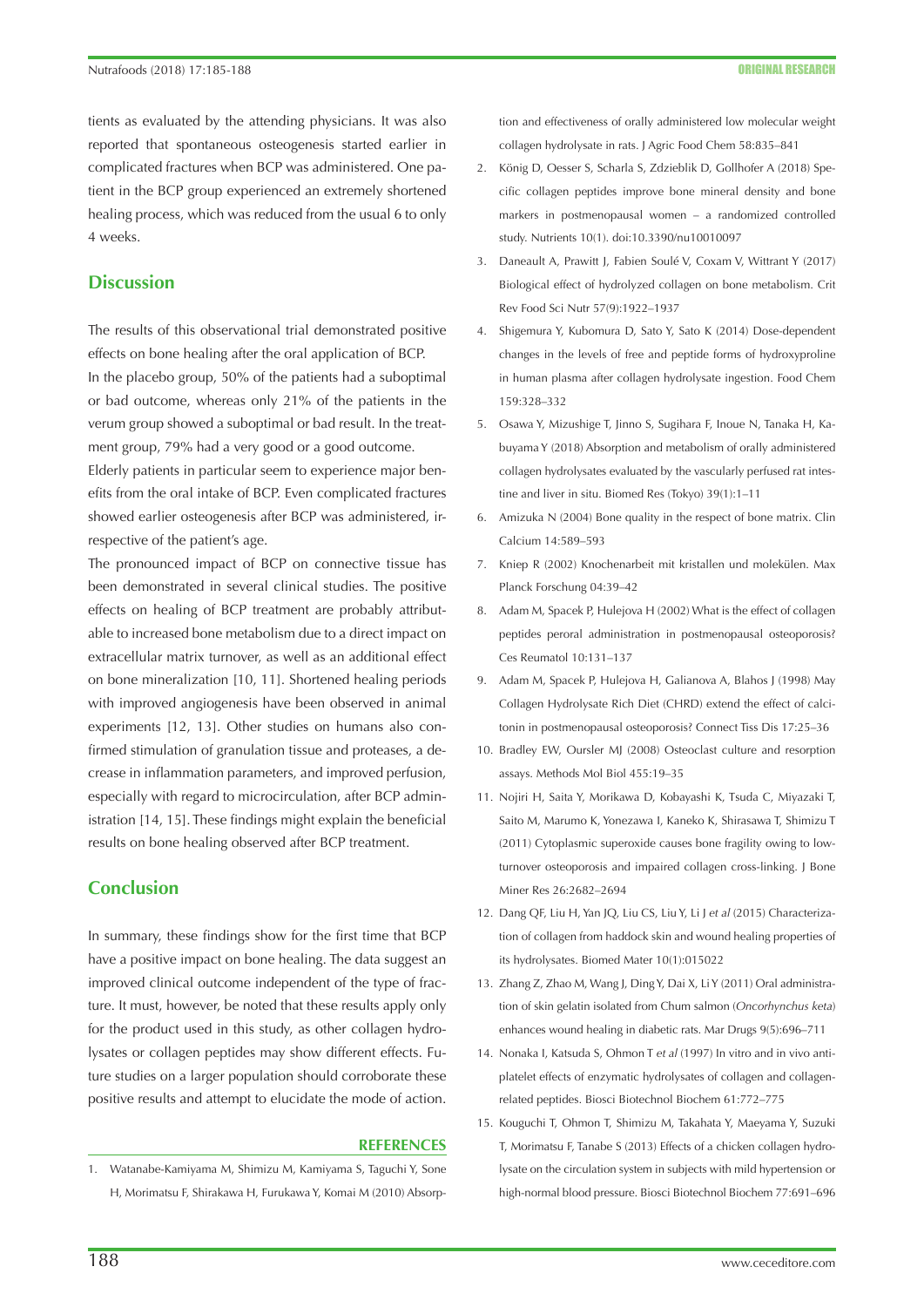tients as evaluated by the attending physicians. It was also reported that spontaneous osteogenesis started earlier in complicated fractures when BCP was administered. One patient in the BCP group experienced an extremely shortened healing process, which was reduced from the usual 6 to only 4 weeks.

## Discussion

The results of this observational trial demonstrated positive effects on bone healing after the oral application of BCP.

In the placebo group, 50% of the patients had a suboptimal or bad outcome, whereas only 21% of the patients in the verum group showed a suboptimal or bad result. In the treatment group, 79% had a very good or a good outcome.

Elderly patients in particular seem to experience major benefits from the oral intake of BCP. Even complicated fractures showed earlier osteogenesis after BCP was administered, irrespective of the patient's age.

The pronounced impact of BCP on connective tissue has been demonstrated in several clinical studies. The positive effects on healing of BCP treatment are probably attributable to increased bone metabolism due to a direct impact on extracellular matrix turnover, as well as an additional effect on bone mineralization [10, 11]. Shortened healing periods with improved angiogenesis have been observed in animal experiments [12, 13]. Other studies on humans also confirmed stimulation of granulation tissue and proteases, a decrease in inflammation parameters, and improved perfusion, especially with regard to microcirculation, after BCP administration [14, 15]. These findings might explain the beneficial results on bone healing observed after BCP treatment.

## Conclusion

In summary, these findings show for the first time that BCP have a positive impact on bone healing. The data suggest an improved clinical outcome independent of the type of fracture. It must, however, be noted that these results apply only for the product used in this study, as other collagen hydrolysates or collagen peptides may show different effects. Future studies on a larger population should corroborate these positive results and attempt to elucidate the mode of action.

### REFERENCES

1. Watanabe-Kamiyama M, Shimizu M, Kamiyama S, Taguchi Y, Sone H, Morimatsu F, Shirakawa H, Furukawa Y, Komai M (2010) Absorption and effectiveness of orally administered low molecular weight collagen hydrolysate in rats. J Agric Food Chem 58:835–841
2. König D, Oesser S, Scharla S, Zdzieblik D, Gollhofer A (2018) Specific collagen peptides improve bone mineral density and bone markers in postmenopausal women – a randomized controlled study. Nutrients 10(1). doi:10.3390/nu10010097
3. Daneault A, Prawitt J, Fabien Soulé V, Coxam V, Wittrant Y (2017) Biological effect of hydrolyzed collagen on bone metabolism. Crit Rev Food Sci Nutr 57(9):1922–1937
4. Shigemura Y, Kubomura D, Sato Y, Sato K (2014) Dose-dependent changes in the levels of free and peptide forms of hydroxyproline in human plasma after collagen hydrolysate ingestion. Food Chem 159:328–332
5. Osawa Y, Mizushige T, Jinno S, Sugihara F, Inoue N, Tanaka H, Kabuyama Y (2018) Absorption and metabolism of orally administered collagen hydrolysates evaluated by the vascularly perfused rat intestine and liver in situ. Biomed Res (Tokyo) 39(1):1–11
6. Amizuka N (2004) Bone quality in the respect of bone matrix. Clin Calcium 14:589–593
7. Kniep R (2002) Knochenarbeit mit kristallen und molekülen. Max Planck Forschung 04:39–42
8. Adam M, Spacek P, Hulejova H (2002) What is the effect of collagen peptides peroral administration in postmenopausal osteoporosis? Ces Reumatol 10:131–137
9. Adam M, Spacek P, Hulejova H, Galianova A, Blahos J (1998) May Collagen Hydrolysate Rich Diet (CHRD) extend the effect of calcitonin in postmenopausal osteoporosis? Connect Tiss Dis 17:25–36
10. Bradley EW, Oursler MJ (2008) Osteoclast culture and resorption assays. Methods Mol Biol 455:19–35
11. Nojiri H, Saita Y, Morikawa D, Kobayashi K, Tsuda C, Miyazaki T, Saito M, Marumo K, Yonezawa I, Kaneko K, Shirasawa T, Shimizu T (2011) Cytoplasmic superoxide causes bone fragility owing to low-turnover osteoporosis and impaired collagen cross-linking. J Bone Miner Res 26:2682–2694
12. Dang QF, Liu H, Yan JQ, Liu CS, Liu Y, Li J *et al* (2015) Characterization of collagen from haddock skin and wound healing properties of its hydrolysates. Biomed Mater 10(1):015022
13. Zhang Z, Zhao M, Wang J, Ding Y, Dai X, Li Y (2011) Oral administration of skin gelatin isolated from Chum salmon (*Oncorhynchus keta*) enhances wound healing in diabetic rats. Mar Drugs 9(5):696–711
14. Nonaka I, Katsuda S, Ohmon T *et al* (1997) In vitro and in vivo antiplatelet effects of enzymatic hydrolysates of collagen and collagen-related peptides. Biosci Biotechnol Biochem 61:772–775
15. Kouguchi T, Ohmon T, Shimizu M, Takahata Y, Maeyama Y, Suzuki T, Morimatsu F, Tanabe S (2013) Effects of a chicken collagen hydrolysate on the circulation system in subjects with mild hypertension or high-normal blood pressure. Biosci Biotechnol Biochem 77:691–696